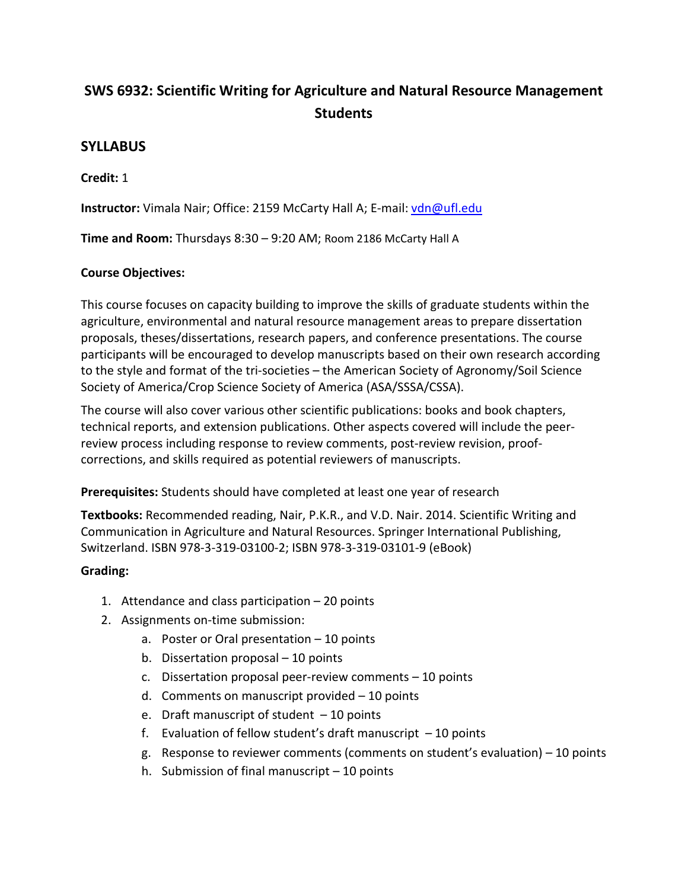# SWS 6932: Scientific Writing for Agriculture and Natural Resource Management Students

## SYLLABUS

**Credit:** 1

**Instructor:** Vimala Nair; Office: 2159 McCarty Hall A; E-mail: vdn@ufl.edu

**Time and Room:** Thursdays 8:30 – 9:20 AM; Room 2186 McCarty Hall A

**Course Objectives:**

This course focuses on capacity building to improve the skills of graduate students within the agriculture, environmental and natural resource management areas to prepare dissertation proposals, theses/dissertations, research papers, and conference presentations. The course participants will be encouraged to develop manuscripts based on their own research according to the style and format of the tri-societies – the American Society of Agronomy/Soil Science Society of America/Crop Science Society of America (ASA/SSSA/CSSA).

The course will also cover various other scientific publications: books and book chapters, technical reports, and extension publications. Other aspects covered will include the peer-review process including response to review comments, post-review revision, proof-corrections, and skills required as potential reviewers of manuscripts.

**Prerequisites:** Students should have completed at least one year of research

**Textbooks:** Recommended reading, Nair, P.K.R., and V.D. Nair. 2014. Scientific Writing and Communication in Agriculture and Natural Resources. Springer International Publishing, Switzerland. ISBN 978-3-319-03100-2; ISBN 978-3-319-03101-9 (eBook)

**Grading:**

1. Attendance and class participation – 20 points
2. Assignments on-time submission:
    a. Poster or Oral presentation – 10 points
    b. Dissertation proposal – 10 points
    c. Dissertation proposal peer-review comments – 10 points
    d. Comments on manuscript provided – 10 points
    e. Draft manuscript of student – 10 points
    f. Evaluation of fellow student's draft manuscript – 10 points
    g. Response to reviewer comments (comments on student's evaluation) – 10 points
    h. Submission of final manuscript – 10 points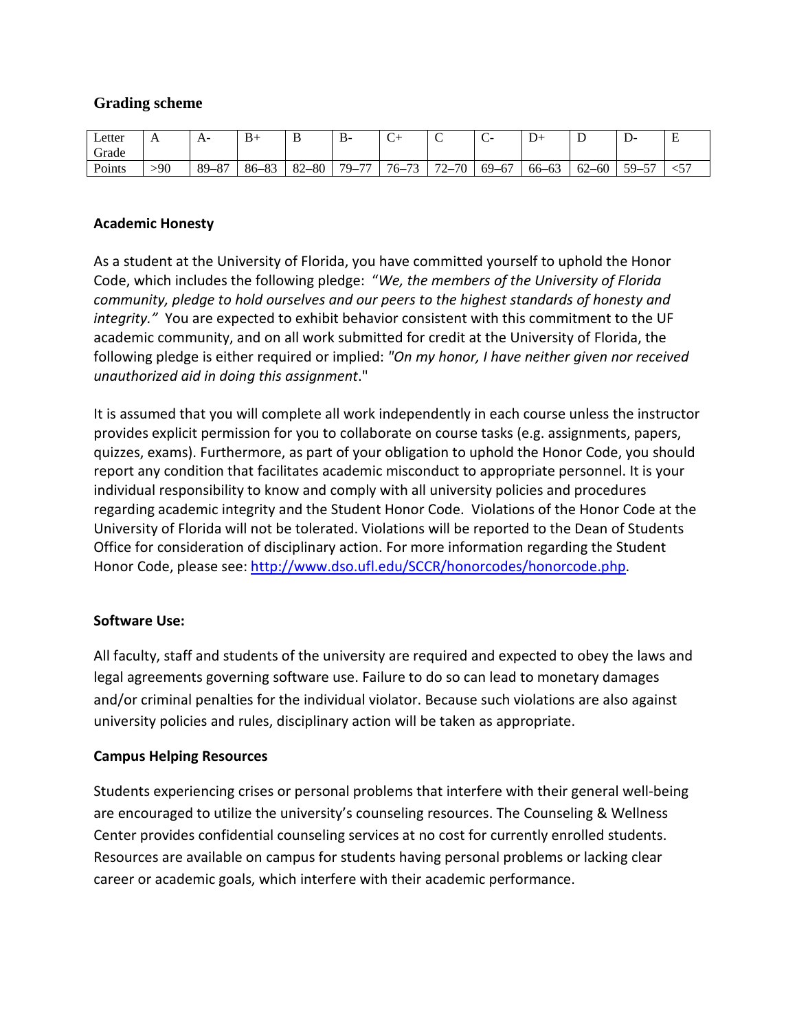## Grading scheme

| Letter Grade | A | A- | B+ | B | B- | C+ | C | C- | D+ | D | D- | E |
|---|---|---|---|---|---|---|---|---|---|---|---|---|
| Points | >90 | 89–87 | 86–83 | 82–80 | 79–77 | 76–73 | 72–70 | 69–67 | 66–63 | 62–60 | 59–57 | <57 |

**Academic Honesty**

As a student at the University of Florida, you have committed yourself to uphold the Honor Code, which includes the following pledge: "*We, the members of the University of Florida community, pledge to hold ourselves and our peers to the highest standards of honesty and integrity.*" You are expected to exhibit behavior consistent with this commitment to the UF academic community, and on all work submitted for credit at the University of Florida, the following pledge is either required or implied: *"On my honor, I have neither given nor received unauthorized aid in doing this assignment*."

It is assumed that you will complete all work independently in each course unless the instructor provides explicit permission for you to collaborate on course tasks (e.g. assignments, papers, quizzes, exams). Furthermore, as part of your obligation to uphold the Honor Code, you should report any condition that facilitates academic misconduct to appropriate personnel. It is your individual responsibility to know and comply with all university policies and procedures regarding academic integrity and the Student Honor Code. Violations of the Honor Code at the University of Florida will not be tolerated. Violations will be reported to the Dean of Students Office for consideration of disciplinary action. For more information regarding the Student Honor Code, please see: http://www.dso.ufl.edu/SCCR/honorcodes/honorcode.php.

**Software Use:**

All faculty, staff and students of the university are required and expected to obey the laws and legal agreements governing software use. Failure to do so can lead to monetary damages and/or criminal penalties for the individual violator. Because such violations are also against university policies and rules, disciplinary action will be taken as appropriate.

**Campus Helping Resources**

Students experiencing crises or personal problems that interfere with their general well-being are encouraged to utilize the university's counseling resources. The Counseling & Wellness Center provides confidential counseling services at no cost for currently enrolled students. Resources are available on campus for students having personal problems or lacking clear career or academic goals, which interfere with their academic performance.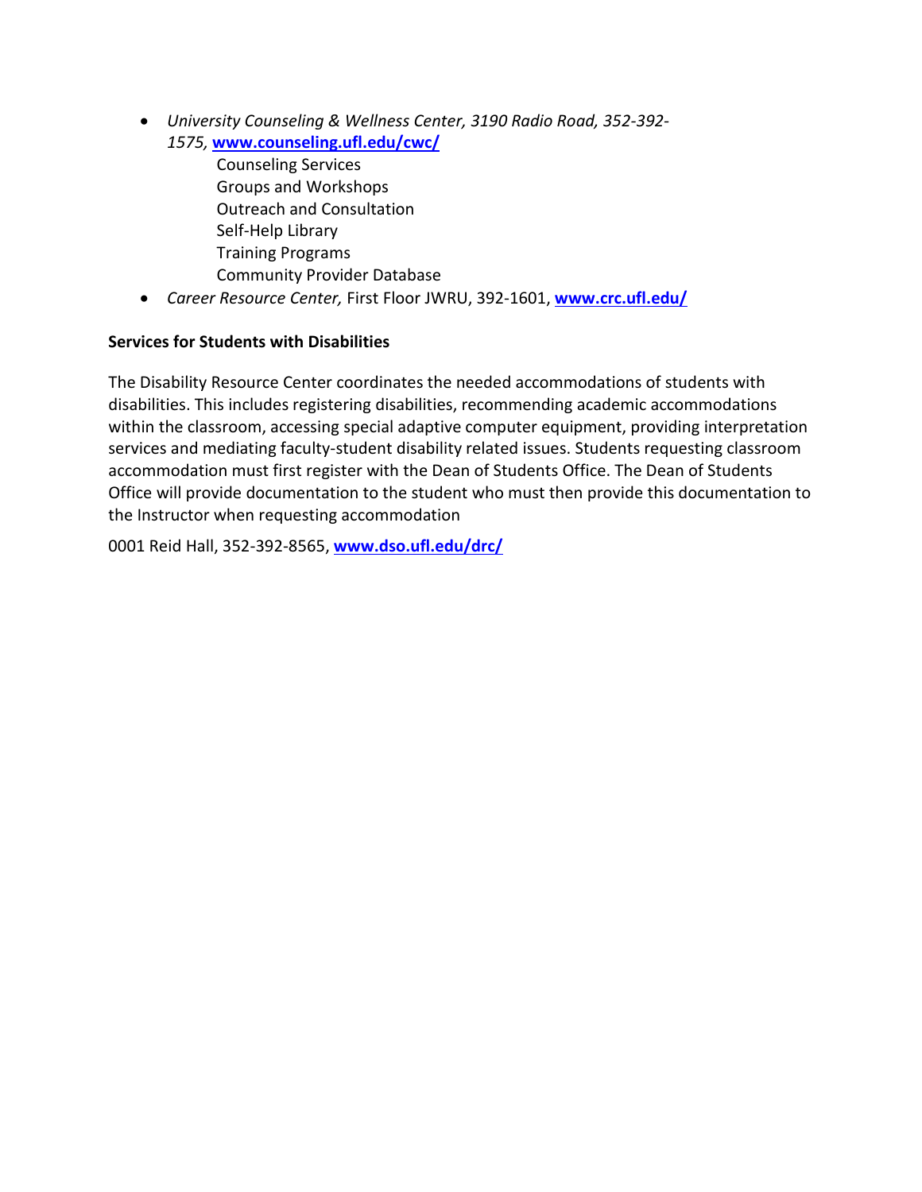- *University Counseling & Wellness Center, 3190 Radio Road, 352-392-1575,* **[www.counseling.ufl.edu/cwc/](www.counseling.ufl.edu/cwc/)**
  - Counseling Services
  - Groups and Workshops
  - Outreach and Consultation
  - Self-Help Library
  - Training Programs
  - Community Provider Database
- *Career Resource Center,* First Floor JWRU, 392-1601, **[www.crc.ufl.edu/](www.crc.ufl.edu/)**

**Services for Students with Disabilities**

The Disability Resource Center coordinates the needed accommodations of students with disabilities. This includes registering disabilities, recommending academic accommodations within the classroom, accessing special adaptive computer equipment, providing interpretation services and mediating faculty-student disability related issues. Students requesting classroom accommodation must first register with the Dean of Students Office. The Dean of Students Office will provide documentation to the student who must then provide this documentation to the Instructor when requesting accommodation

0001 Reid Hall, 352-392-8565, **[www.dso.ufl.edu/drc/](www.dso.ufl.edu/drc/)**